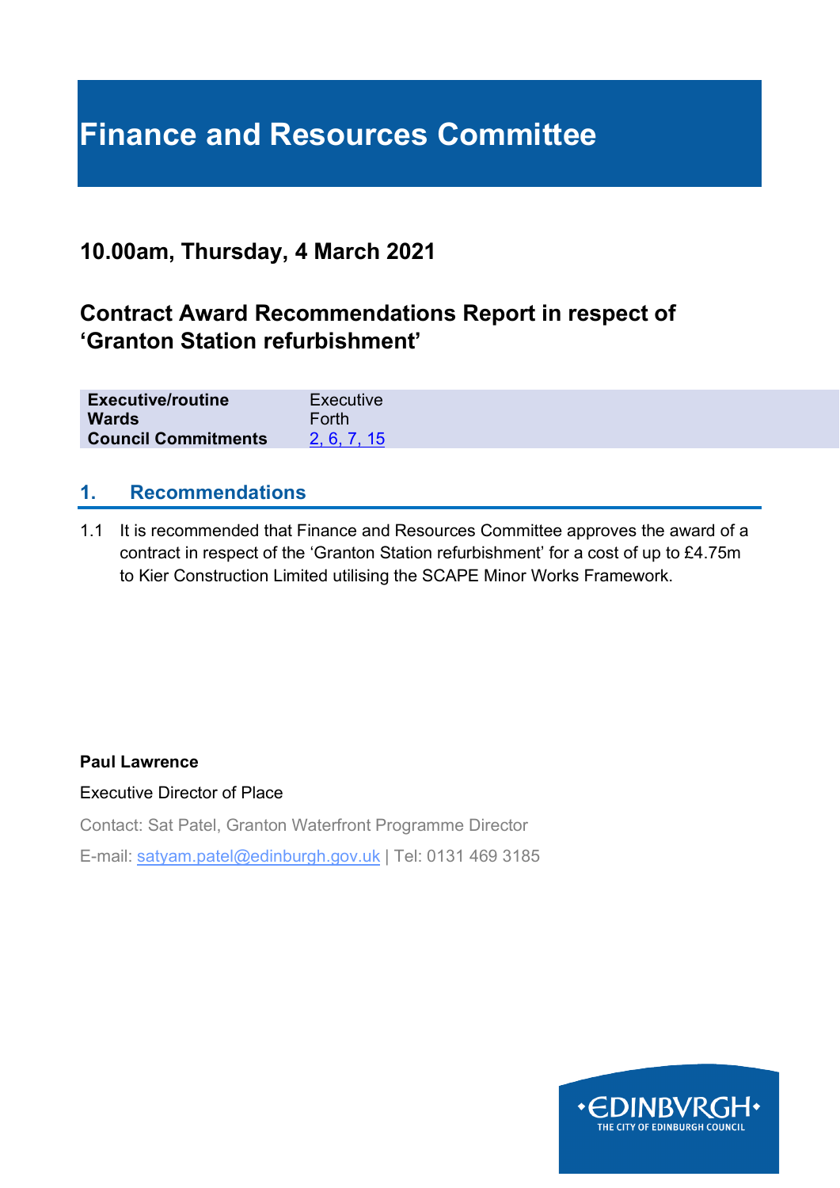# Finance and Resources Committee

## 10.00am, Thursday, 4 March 2021

## Contract Award Recommendations Report in respect of 'Granton Station refurbishment'

| | |
|---|---|
| **Executive/routine** | Executive |
| **Wards** | Forth |
| **Council Commitments** | 2, 6, 7, 15 |

## 1. Recommendations

1.1 It is recommended that Finance and Resources Committee approves the award of a contract in respect of the 'Granton Station refurbishment' for a cost of up to £4.75m to Kier Construction Limited utilising the SCAPE Minor Works Framework.

**Paul Lawrence**

Executive Director of Place

Contact: Sat Patel, Granton Waterfront Programme Director

E-mail: satyam.patel@edinburgh.gov.uk | Tel: 0131 469 3185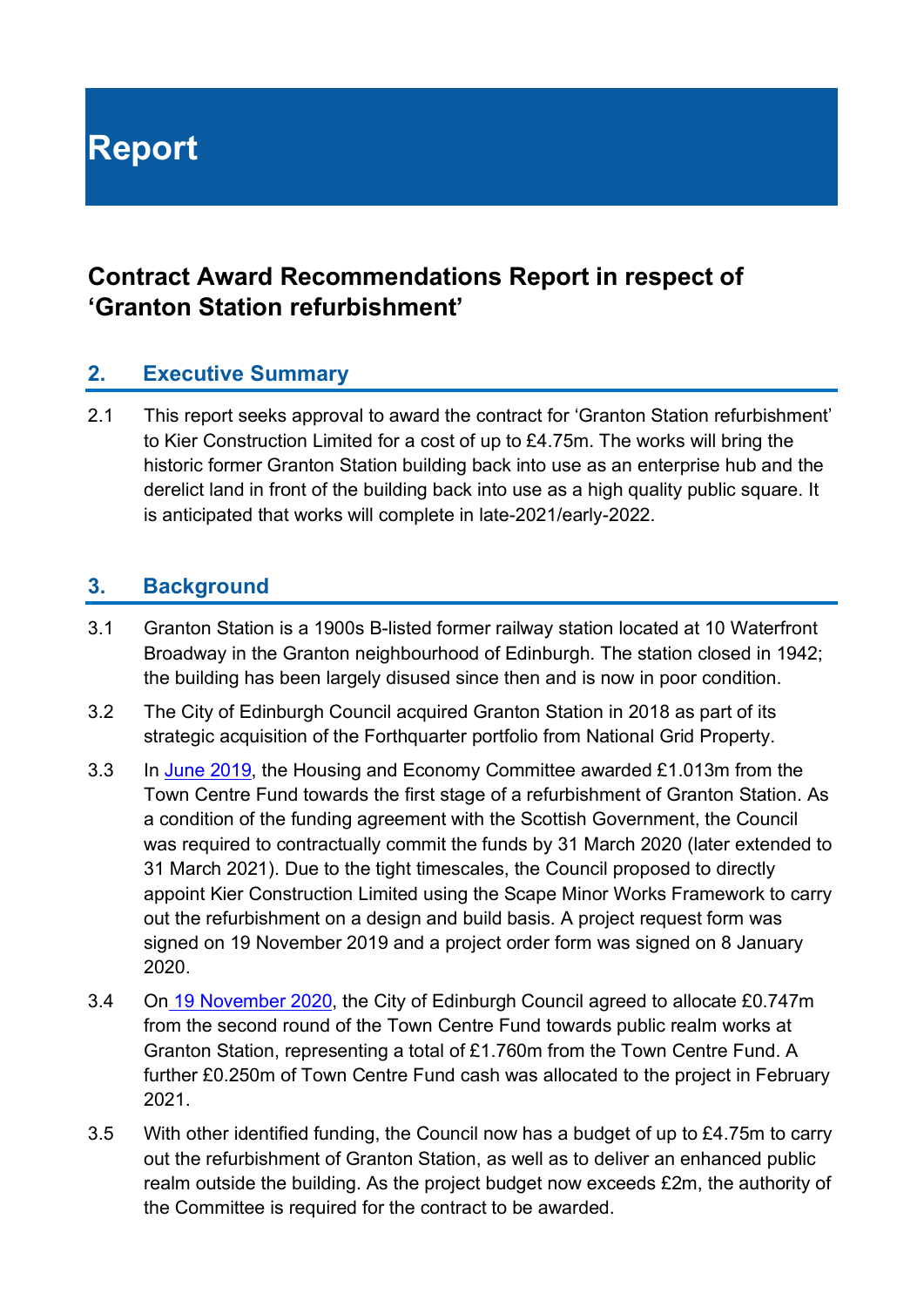# Report

## Contract Award Recommendations Report in respect of ‘Granton Station refurbishment’

### 2. Executive Summary

2.1 This report seeks approval to award the contract for ‘Granton Station refurbishment’ to Kier Construction Limited for a cost of up to £4.75m. The works will bring the historic former Granton Station building back into use as an enterprise hub and the derelict land in front of the building back into use as a high quality public square. It is anticipated that works will complete in late-2021/early-2022.

### 3. Background

3.1 Granton Station is a 1900s B-listed former railway station located at 10 Waterfront Broadway in the Granton neighbourhood of Edinburgh. The station closed in 1942; the building has been largely disused since then and is now in poor condition.

3.2 The City of Edinburgh Council acquired Granton Station in 2018 as part of its strategic acquisition of the Forthquarter portfolio from National Grid Property.

3.3 In June 2019, the Housing and Economy Committee awarded £1.013m from the Town Centre Fund towards the first stage of a refurbishment of Granton Station. As a condition of the funding agreement with the Scottish Government, the Council was required to contractually commit the funds by 31 March 2020 (later extended to 31 March 2021). Due to the tight timescales, the Council proposed to directly appoint Kier Construction Limited using the Scape Minor Works Framework to carry out the refurbishment on a design and build basis. A project request form was signed on 19 November 2019 and a project order form was signed on 8 January 2020.

3.4 On 19 November 2020, the City of Edinburgh Council agreed to allocate £0.747m from the second round of the Town Centre Fund towards public realm works at Granton Station, representing a total of £1.760m from the Town Centre Fund. A further £0.250m of Town Centre Fund cash was allocated to the project in February 2021.

3.5 With other identified funding, the Council now has a budget of up to £4.75m to carry out the refurbishment of Granton Station, as well as to deliver an enhanced public realm outside the building. As the project budget now exceeds £2m, the authority of the Committee is required for the contract to be awarded.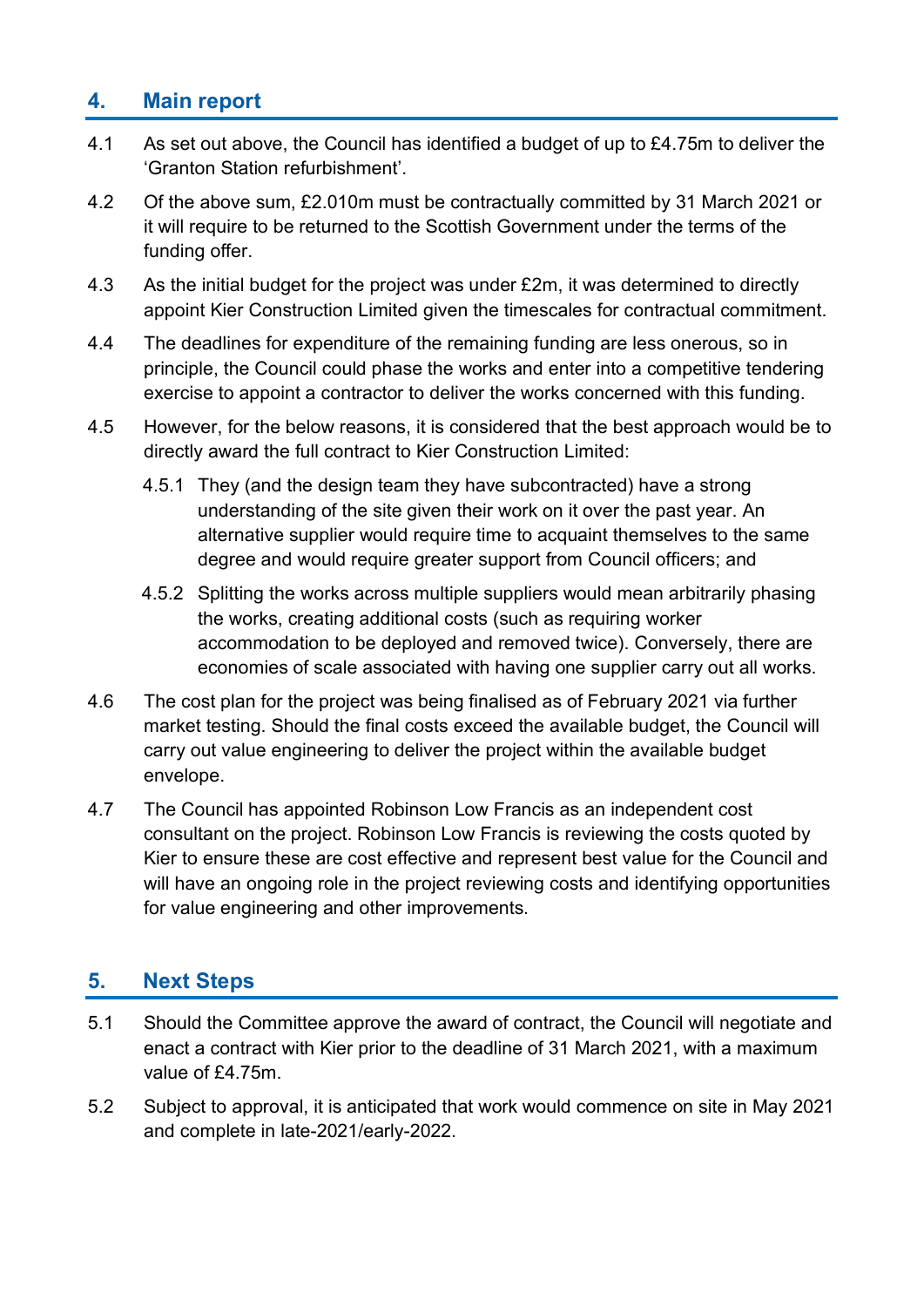## 4. Main report

4.1 As set out above, the Council has identified a budget of up to £4.75m to deliver the 'Granton Station refurbishment'.

4.2 Of the above sum, £2.010m must be contractually committed by 31 March 2021 or it will require to be returned to the Scottish Government under the terms of the funding offer.

4.3 As the initial budget for the project was under £2m, it was determined to directly appoint Kier Construction Limited given the timescales for contractual commitment.

4.4 The deadlines for expenditure of the remaining funding are less onerous, so in principle, the Council could phase the works and enter into a competitive tendering exercise to appoint a contractor to deliver the works concerned with this funding.

4.5 However, for the below reasons, it is considered that the best approach would be to directly award the full contract to Kier Construction Limited:

4.5.1 They (and the design team they have subcontracted) have a strong understanding of the site given their work on it over the past year. An alternative supplier would require time to acquaint themselves to the same degree and would require greater support from Council officers; and

4.5.2 Splitting the works across multiple suppliers would mean arbitrarily phasing the works, creating additional costs (such as requiring worker accommodation to be deployed and removed twice). Conversely, there are economies of scale associated with having one supplier carry out all works.

4.6 The cost plan for the project was being finalised as of February 2021 via further market testing. Should the final costs exceed the available budget, the Council will carry out value engineering to deliver the project within the available budget envelope.

4.7 The Council has appointed Robinson Low Francis as an independent cost consultant on the project. Robinson Low Francis is reviewing the costs quoted by Kier to ensure these are cost effective and represent best value for the Council and will have an ongoing role in the project reviewing costs and identifying opportunities for value engineering and other improvements.

## 5. Next Steps

5.1 Should the Committee approve the award of contract, the Council will negotiate and enact a contract with Kier prior to the deadline of 31 March 2021, with a maximum value of £4.75m.

5.2 Subject to approval, it is anticipated that work would commence on site in May 2021 and complete in late-2021/early-2022.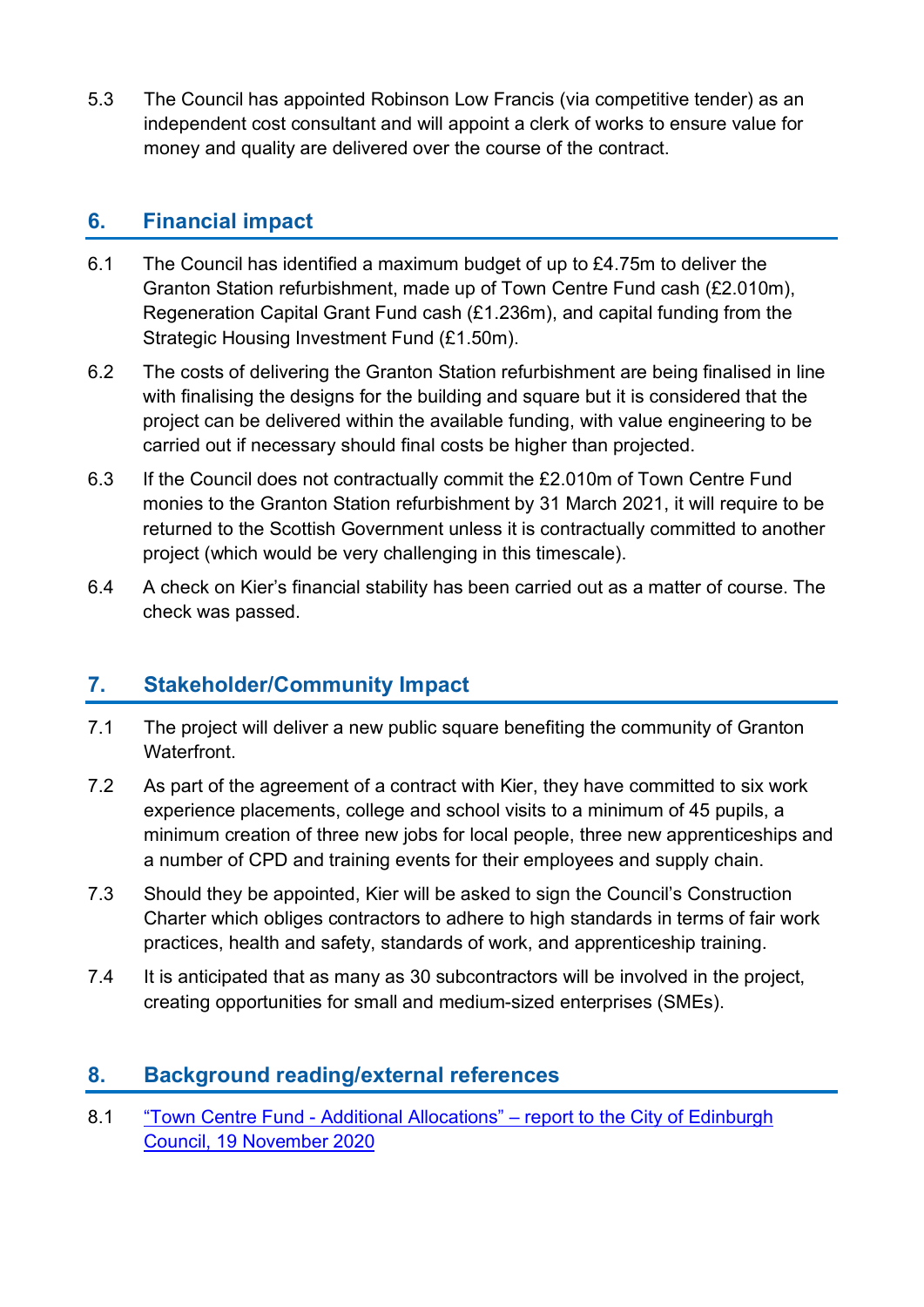5.3 The Council has appointed Robinson Low Francis (via competitive tender) as an independent cost consultant and will appoint a clerk of works to ensure value for money and quality are delivered over the course of the contract.

## 6. Financial impact

6.1 The Council has identified a maximum budget of up to £4.75m to deliver the Granton Station refurbishment, made up of Town Centre Fund cash (£2.010m), Regeneration Capital Grant Fund cash (£1.236m), and capital funding from the Strategic Housing Investment Fund (£1.50m).

6.2 The costs of delivering the Granton Station refurbishment are being finalised in line with finalising the designs for the building and square but it is considered that the project can be delivered within the available funding, with value engineering to be carried out if necessary should final costs be higher than projected.

6.3 If the Council does not contractually commit the £2.010m of Town Centre Fund monies to the Granton Station refurbishment by 31 March 2021, it will require to be returned to the Scottish Government unless it is contractually committed to another project (which would be very challenging in this timescale).

6.4 A check on Kier's financial stability has been carried out as a matter of course. The check was passed.

## 7. Stakeholder/Community Impact

7.1 The project will deliver a new public square benefiting the community of Granton Waterfront.

7.2 As part of the agreement of a contract with Kier, they have committed to six work experience placements, college and school visits to a minimum of 45 pupils, a minimum creation of three new jobs for local people, three new apprenticeships and a number of CPD and training events for their employees and supply chain.

7.3 Should they be appointed, Kier will be asked to sign the Council's Construction Charter which obliges contractors to adhere to high standards in terms of fair work practices, health and safety, standards of work, and apprenticeship training.

7.4 It is anticipated that as many as 30 subcontractors will be involved in the project, creating opportunities for small and medium-sized enterprises (SMEs).

## 8. Background reading/external references

8.1 "Town Centre Fund - Additional Allocations" – report to the City of Edinburgh Council, 19 November 2020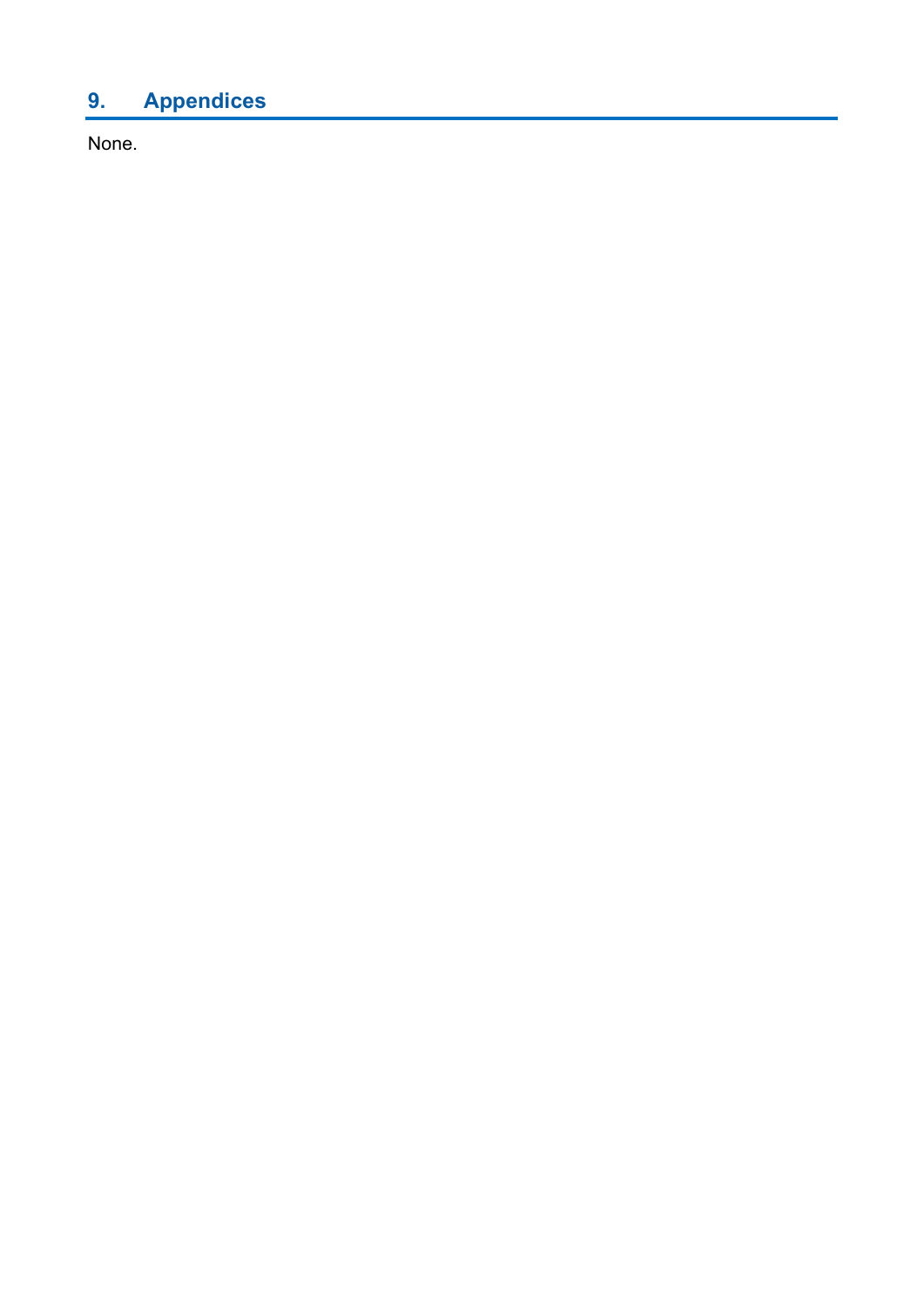## 9. Appendices

None.